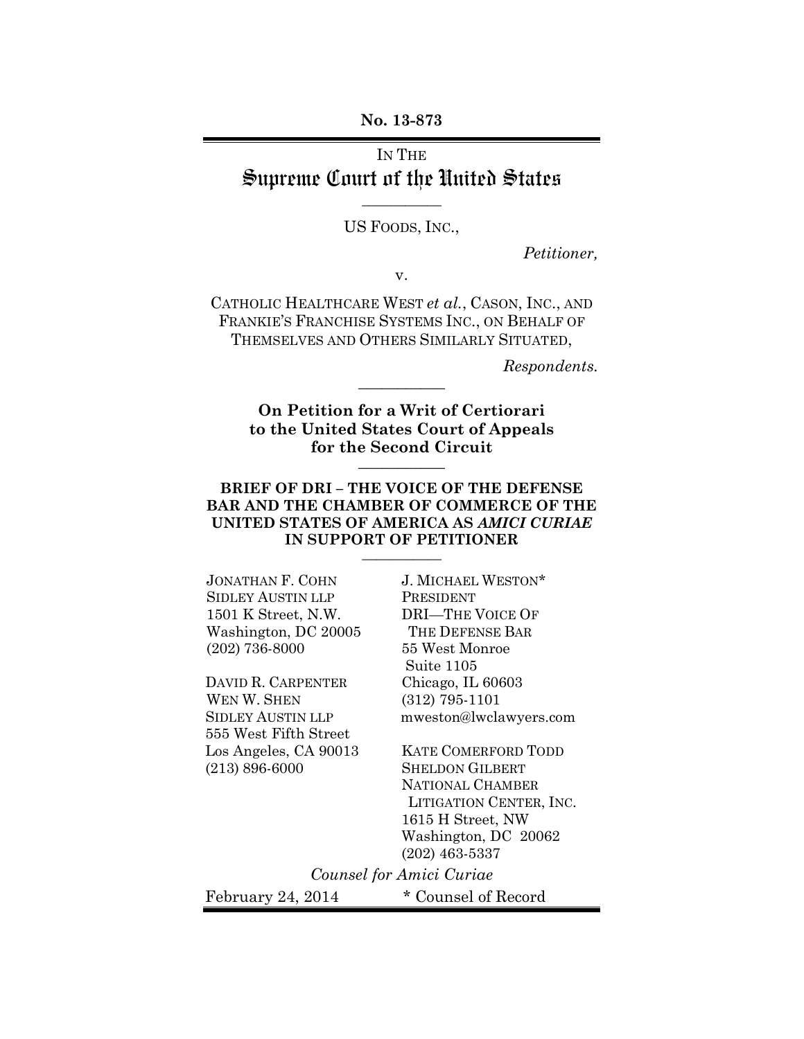**No. 13-873**

IN THE

# Supreme Court of the United States

---

US FOODS, INC.,

*Petitioner,*

v.

CATHOLIC HEALTHCARE WEST *et al.*, CASON, INC., AND FRANKIE'S FRANCHISE SYSTEMS INC., ON BEHALF OF THEMSELVES AND OTHERS SIMILARLY SITUATED,

*Respondents.*

---

**On Petition for a Writ of Certiorari to the United States Court of Appeals for the Second Circuit**

---

**BRIEF OF DRI – THE VOICE OF THE DEFENSE BAR AND THE CHAMBER OF COMMERCE OF THE UNITED STATES OF AMERICA AS *AMICI CURIAE* IN SUPPORT OF PETITIONER**

---

JONATHAN F. COHN
SIDLEY AUSTIN LLP
1501 K Street, N.W.
Washington, DC 20005
(202) 736-8000

DAVID R. CARPENTER
WEN W. SHEN
SIDLEY AUSTIN LLP
555 West Fifth Street
Los Angeles, CA 90013
(213) 896-6000

J. MICHAEL WESTON*
PRESIDENT
DRI—THE VOICE OF THE DEFENSE BAR
55 West Monroe
Suite 1105
Chicago, IL 60603
(312) 795-1101
mweston@lwclawyers.com

KATE COMERFORD TODD
SHELDON GILBERT
NATIONAL CHAMBER LITIGATION CENTER, INC.
1615 H Street, NW
Washington, DC 20062
(202) 463-5337

*Counsel for Amici Curiae*

February 24, 2014

\* Counsel of Record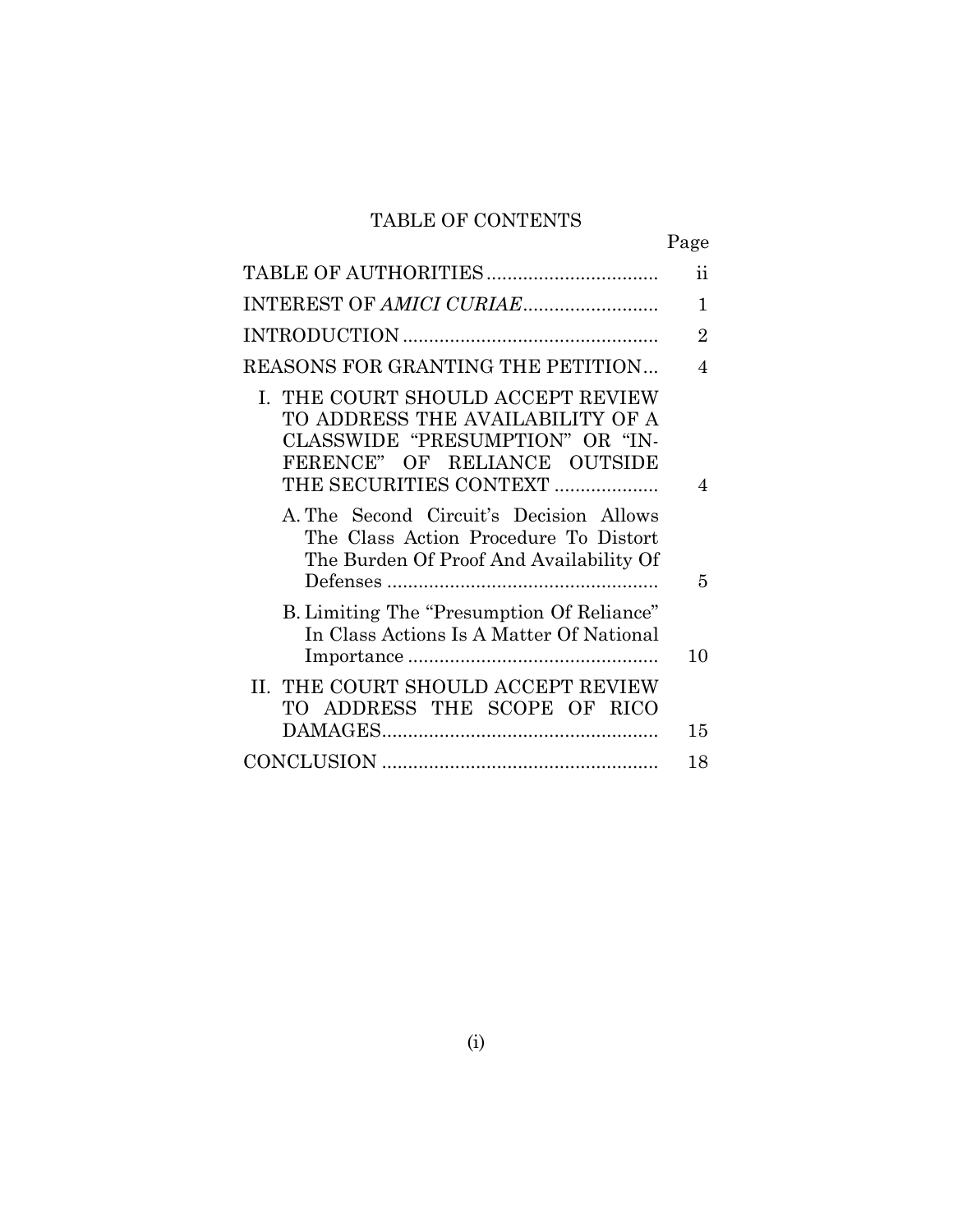# TABLE OF CONTENTS

| | Page |
|---|---|
| TABLE OF AUTHORITIES | ii |
| INTEREST OF *AMICI CURIAE* | 1 |
| INTRODUCTION | 2 |
| REASONS FOR GRANTING THE PETITION | 4 |
| I. THE COURT SHOULD ACCEPT REVIEW TO ADDRESS THE AVAILABILITY OF A CLASSWIDE "PRESUMPTION" OR "INFERENCE" OF RELIANCE OUTSIDE THE SECURITIES CONTEXT | 4 |
| A. The Second Circuit's Decision Allows The Class Action Procedure To Distort The Burden Of Proof And Availability Of Defenses | 5 |
| B. Limiting The "Presumption Of Reliance" In Class Actions Is A Matter Of National Importance | 10 |
| II. THE COURT SHOULD ACCEPT REVIEW TO ADDRESS THE SCOPE OF RICO DAMAGES | 15 |
| CONCLUSION | 18 |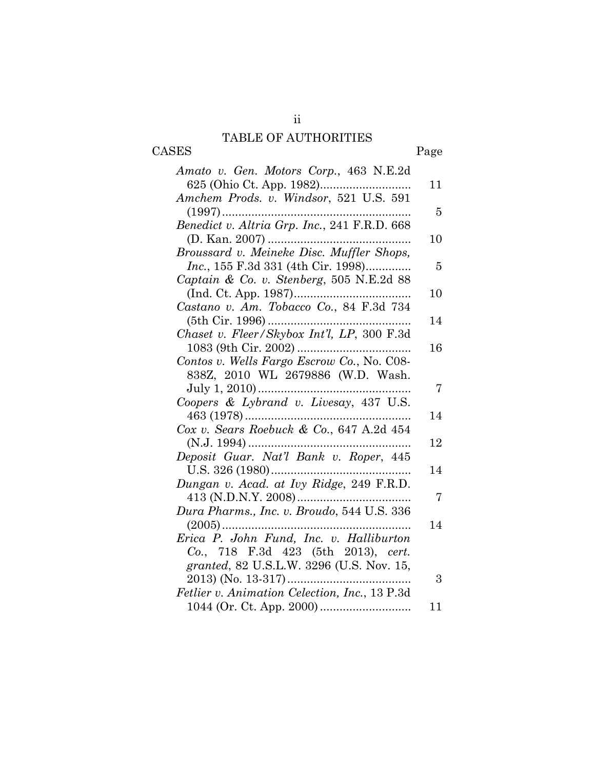# TABLE OF AUTHORITIES

| CASES | Page |
|---|---|
| *Amato v. Gen. Motors Corp.*, 463 N.E.2d 625 (Ohio Ct. App. 1982) | 11 |
| *Amchem Prods. v. Windsor*, 521 U.S. 591 (1997) | 5 |
| *Benedict v. Altria Grp. Inc.*, 241 F.R.D. 668 (D. Kan. 2007) | 10 |
| *Broussard v. Meineke Disc. Muffler Shops, Inc.*, 155 F.3d 331 (4th Cir. 1998) | 5 |
| *Captain & Co. v. Stenberg*, 505 N.E.2d 88 (Ind. Ct. App. 1987) | 10 |
| *Castano v. Am. Tobacco Co.*, 84 F.3d 734 (5th Cir. 1996) | 14 |
| *Chaset v. Fleer/Skybox Int'l, LP*, 300 F.3d 1083 (9th Cir. 2002) | 16 |
| *Contos v. Wells Fargo Escrow Co.*, No. C08-838Z, 2010 WL 2679886 (W.D. Wash. July 1, 2010) | 7 |
| *Coopers & Lybrand v. Livesay*, 437 U.S. 463 (1978) | 14 |
| *Cox v. Sears Roebuck & Co.*, 647 A.2d 454 (N.J. 1994) | 12 |
| *Deposit Guar. Nat'l Bank v. Roper*, 445 U.S. 326 (1980) | 14 |
| *Dungan v. Acad. at Ivy Ridge*, 249 F.R.D. 413 (N.D.N.Y. 2008) | 7 |
| *Dura Pharms., Inc. v. Broudo*, 544 U.S. 336 (2005) | 14 |
| *Erica P. John Fund, Inc. v. Halliburton Co.*, 718 F.3d 423 (5th 2013), *cert. granted*, 82 U.S.L.W. 3296 (U.S. Nov. 15, 2013) (No. 13-317) | 3 |
| *Fetlier v. Animation Celection, Inc.*, 13 P.3d 1044 (Or. Ct. App. 2000) | 11 |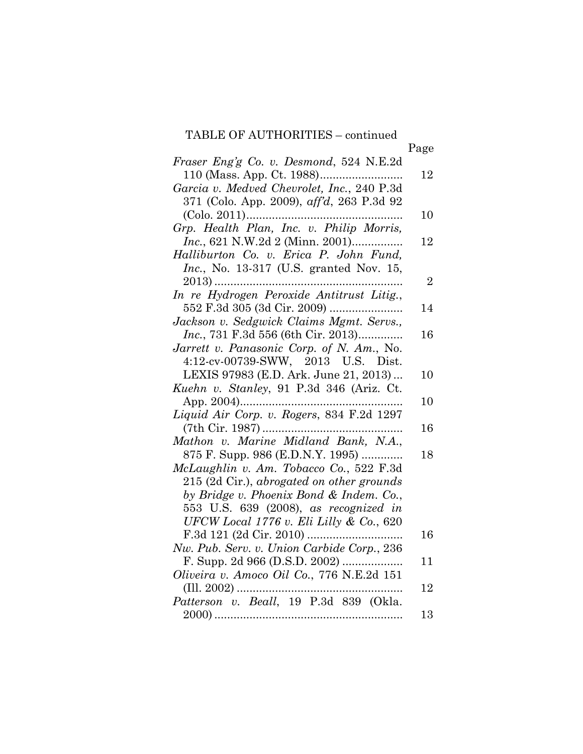TABLE OF AUTHORITIES – continued

| | Page |
|---|---|
| *Fraser Eng'g Co. v. Desmond*, 524 N.E.2d 110 (Mass. App. Ct. 1988) | 12 |
| *Garcia v. Medved Chevrolet, Inc.*, 240 P.3d 371 (Colo. App. 2009), *aff'd*, 263 P.3d 92 (Colo. 2011) | 10 |
| *Grp. Health Plan, Inc. v. Philip Morris, Inc.*, 621 N.W.2d 2 (Minn. 2001) | 12 |
| *Halliburton Co. v. Erica P. John Fund, Inc.*, No. 13-317 (U.S. granted Nov. 15, 2013) | 2 |
| *In re Hydrogen Peroxide Antitrust Litig.*, 552 F.3d 305 (3d Cir. 2009) | 14 |
| *Jackson v. Sedgwick Claims Mgmt. Servs., Inc.*, 731 F.3d 556 (6th Cir. 2013) | 16 |
| *Jarrett v. Panasonic Corp. of N. Am.*, No. 4:12-cv-00739-SWW, 2013 U.S. Dist. LEXIS 97983 (E.D. Ark. June 21, 2013) | 10 |
| *Kuehn v. Stanley*, 91 P.3d 346 (Ariz. Ct. App. 2004) | 10 |
| *Liquid Air Corp. v. Rogers*, 834 F.2d 1297 (7th Cir. 1987) | 16 |
| *Mathon v. Marine Midland Bank, N.A.*, 875 F. Supp. 986 (E.D.N.Y. 1995) | 18 |
| *McLaughlin v. Am. Tobacco Co.*, 522 F.3d 215 (2d Cir.), *abrogated on other grounds by Bridge v. Phoenix Bond & Indem. Co.*, 553 U.S. 639 (2008), *as recognized in UFCW Local 1776 v. Eli Lilly & Co.*, 620 F.3d 121 (2d Cir. 2010) | 16 |
| *Nw. Pub. Serv. v. Union Carbide Corp.*, 236 F. Supp. 2d 966 (D.S.D. 2002) | 11 |
| *Oliveira v. Amoco Oil Co.*, 776 N.E.2d 151 (Ill. 2002) | 12 |
| *Patterson v. Beall*, 19 P.3d 839 (Okla. 2000) | 13 |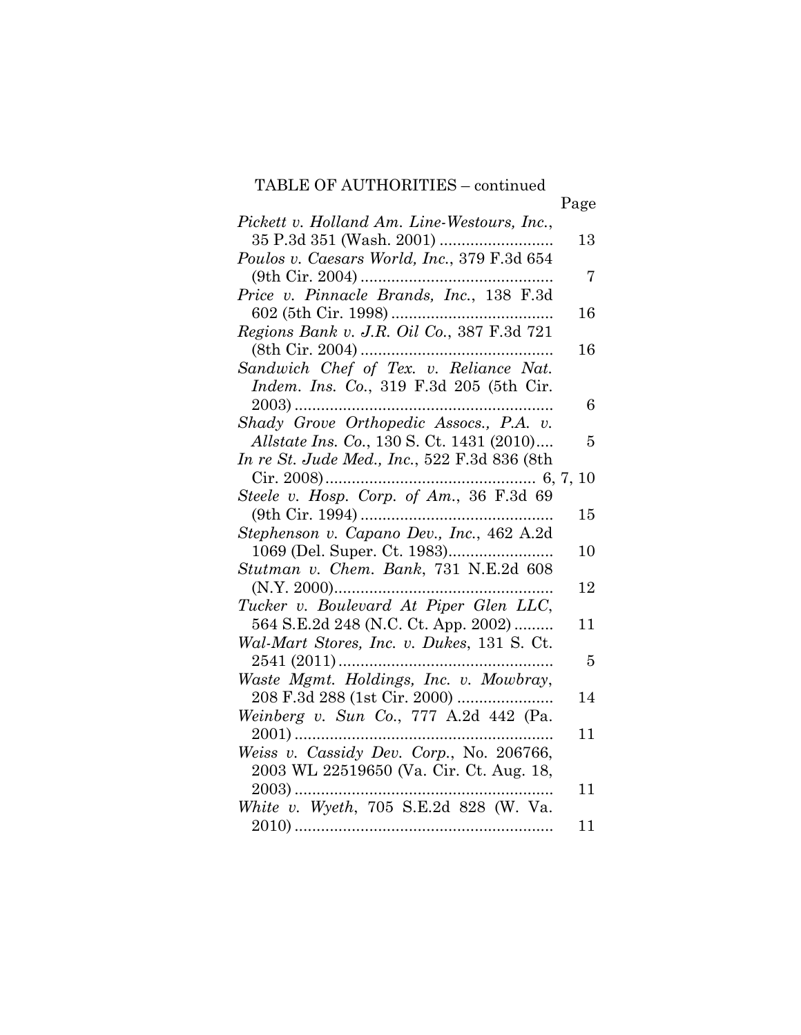TABLE OF AUTHORITIES – continued

| | Page |
|---|---|
| *Pickett v. Holland Am. Line-Westours, Inc.*, 35 P.3d 351 (Wash. 2001) | 13 |
| *Poulos v. Caesars World, Inc.*, 379 F.3d 654 (9th Cir. 2004) | 7 |
| *Price v. Pinnacle Brands, Inc.*, 138 F.3d 602 (5th Cir. 1998) | 16 |
| *Regions Bank v. J.R. Oil Co.*, 387 F.3d 721 (8th Cir. 2004) | 16 |
| *Sandwich Chef of Tex. v. Reliance Nat. Indem. Ins. Co.*, 319 F.3d 205 (5th Cir. 2003) | 6 |
| *Shady Grove Orthopedic Assocs., P.A. v. Allstate Ins. Co.*, 130 S. Ct. 1431 (2010) | 5 |
| *In re St. Jude Med., Inc.*, 522 F.3d 836 (8th Cir. 2008) | 6, 7, 10 |
| *Steele v. Hosp. Corp. of Am.*, 36 F.3d 69 (9th Cir. 1994) | 15 |
| *Stephenson v. Capano Dev., Inc.*, 462 A.2d 1069 (Del. Super. Ct. 1983) | 10 |
| *Stutman v. Chem. Bank*, 731 N.E.2d 608 (N.Y. 2000) | 12 |
| *Tucker v. Boulevard At Piper Glen LLC*, 564 S.E.2d 248 (N.C. Ct. App. 2002) | 11 |
| *Wal-Mart Stores, Inc. v. Dukes*, 131 S. Ct. 2541 (2011) | 5 |
| *Waste Mgmt. Holdings, Inc. v. Mowbray*, 208 F.3d 288 (1st Cir. 2000) | 14 |
| *Weinberg v. Sun Co.*, 777 A.2d 442 (Pa. 2001) | 11 |
| *Weiss v. Cassidy Dev. Corp.*, No. 206766, 2003 WL 22519650 (Va. Cir. Ct. Aug. 18, 2003) | 11 |
| *White v. Wyeth*, 705 S.E.2d 828 (W. Va. 2010) | 11 |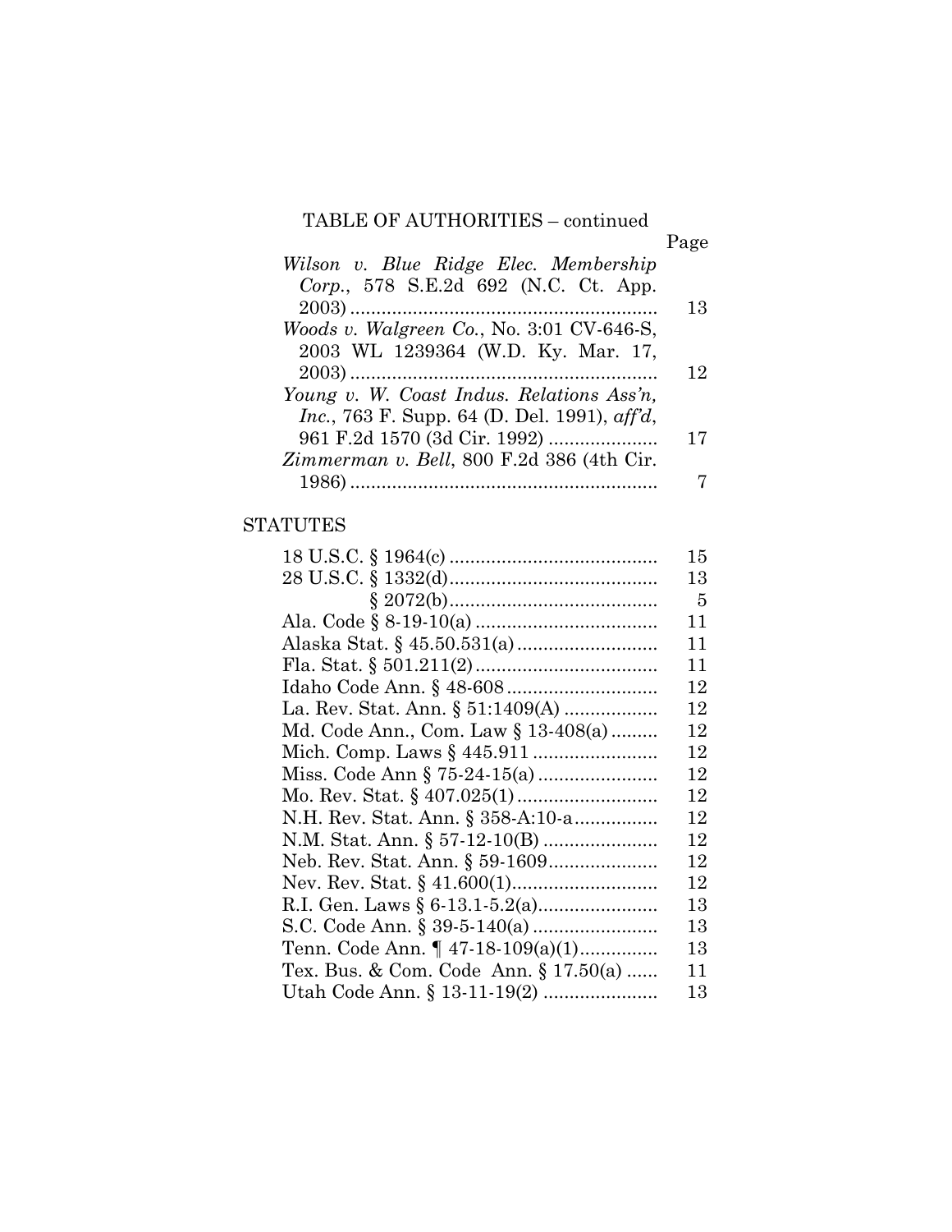TABLE OF AUTHORITIES – continued

| | Page |
|---|---|
| *Wilson v. Blue Ridge Elec. Membership Corp.*, 578 S.E.2d 692 (N.C. Ct. App. 2003) | 13 |
| *Woods v. Walgreen Co.*, No. 3:01 CV-646-S, 2003 WL 1239364 (W.D. Ky. Mar. 17, 2003) | 12 |
| *Young v. W. Coast Indus. Relations Ass'n, Inc.*, 763 F. Supp. 64 (D. Del. 1991), *aff'd*, 961 F.2d 1570 (3d Cir. 1992) | 17 |
| *Zimmerman v. Bell*, 800 F.2d 386 (4th Cir. 1986) | 7 |

STATUTES

| | |
|---|---|
| 18 U.S.C. § 1964(c) | 15 |
| 28 U.S.C. § 1332(d) | 13 |
| § 2072(b) | 5 |
| Ala. Code § 8-19-10(a) | 11 |
| Alaska Stat. § 45.50.531(a) | 11 |
| Fla. Stat. § 501.211(2) | 11 |
| Idaho Code Ann. § 48-608 | 12 |
| La. Rev. Stat. Ann. § 51:1409(A) | 12 |
| Md. Code Ann., Com. Law § 13-408(a) | 12 |
| Mich. Comp. Laws § 445.911 | 12 |
| Miss. Code Ann § 75-24-15(a) | 12 |
| Mo. Rev. Stat. § 407.025(1) | 12 |
| N.H. Rev. Stat. Ann. § 358-A:10-a | 12 |
| N.M. Stat. Ann. § 57-12-10(B) | 12 |
| Neb. Rev. Stat. Ann. § 59-1609 | 12 |
| Nev. Rev. Stat. § 41.600(1) | 12 |
| R.I. Gen. Laws § 6-13.1-5.2(a) | 13 |
| S.C. Code Ann. § 39-5-140(a) | 13 |
| Tenn. Code Ann. ¶ 47-18-109(a)(1) | 13 |
| Tex. Bus. & Com. Code Ann. § 17.50(a) | 11 |
| Utah Code Ann. § 13-11-19(2) | 13 |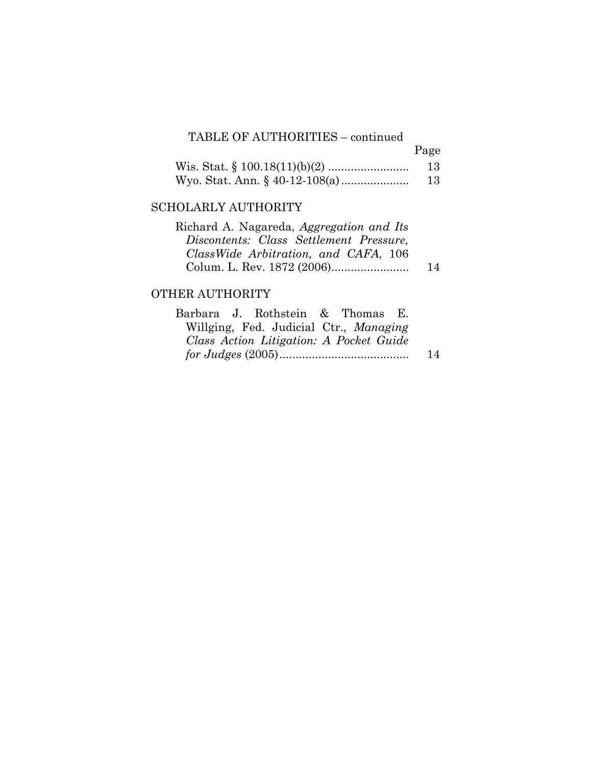TABLE OF AUTHORITIES – continued

| | Page |
|---|---|
| Wis. Stat. § 100.18(11)(b)(2) ......................... | 13 |
| Wyo. Stat. Ann. § 40-12-108(a)..................... | 13 |

SCHOLARLY AUTHORITY

| | |
|---|---|
| Richard A. Nagareda, *Aggregation and Its Discontents: Class Settlement Pressure, ClassWide Arbitration, and CAFA*, 106 Colum. L. Rev. 1872 (2006)........................ | 14 |

OTHER AUTHORITY

| | |
|---|---|
| Barbara J. Rothstein & Thomas E. Willging, Fed. Judicial Ctr., *Managing Class Action Litigation: A Pocket Guide for Judges* (2005)........................................ | 14 |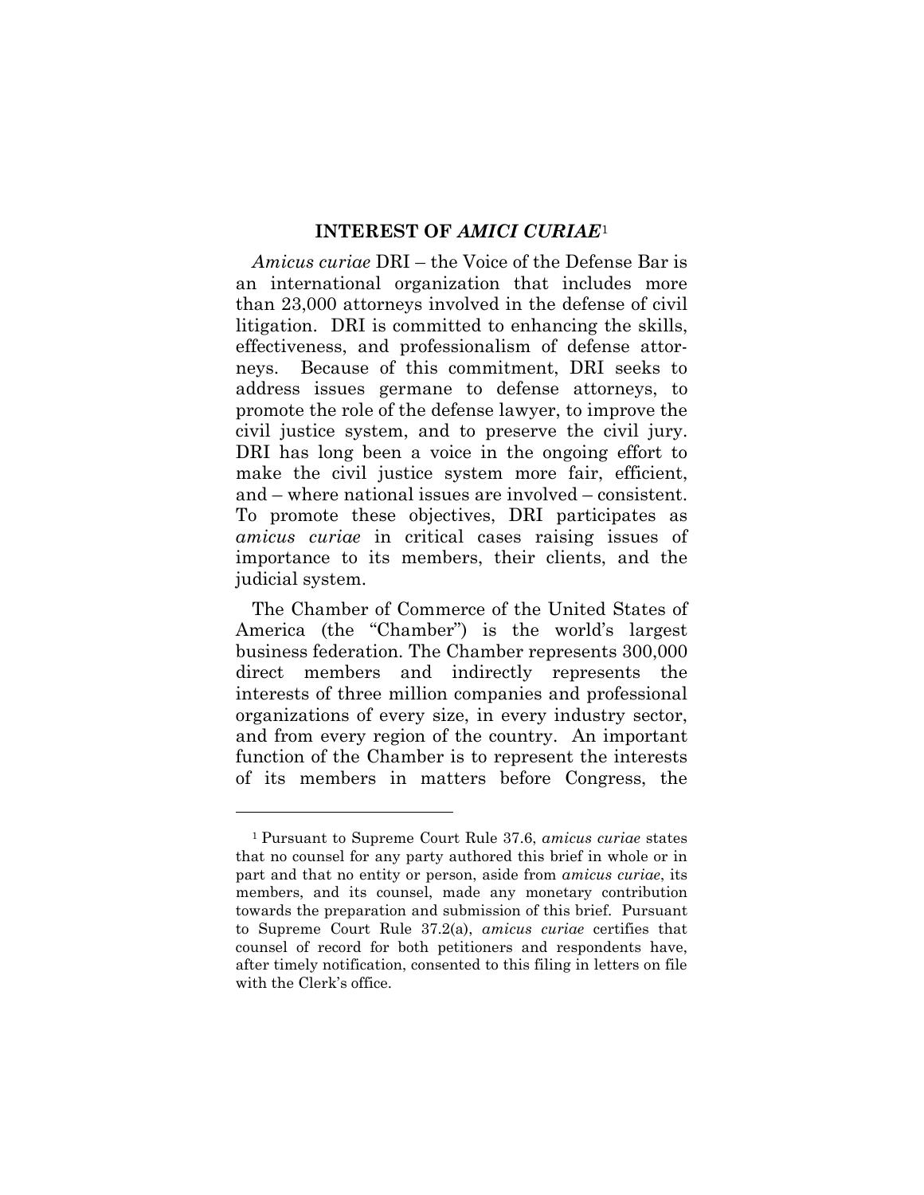## INTEREST OF *AMICI CURIAE*[1]

*Amicus curiae* DRI – the Voice of the Defense Bar is an international organization that includes more than 23,000 attorneys involved in the defense of civil litigation. DRI is committed to enhancing the skills, effectiveness, and professionalism of defense attorneys. Because of this commitment, DRI seeks to address issues germane to defense attorneys, to promote the role of the defense lawyer, to improve the civil justice system, and to preserve the civil jury. DRI has long been a voice in the ongoing effort to make the civil justice system more fair, efficient, and – where national issues are involved – consistent. To promote these objectives, DRI participates as *amicus curiae* in critical cases raising issues of importance to its members, their clients, and the judicial system.

The Chamber of Commerce of the United States of America (the "Chamber") is the world's largest business federation. The Chamber represents 300,000 direct members and indirectly represents the interests of three million companies and professional organizations of every size, in every industry sector, and from every region of the country. An important function of the Chamber is to represent the interests of its members in matters before Congress, the

[1] Pursuant to Supreme Court Rule 37.6, *amicus curiae* states that no counsel for any party authored this brief in whole or in part and that no entity or person, aside from *amicus curiae*, its members, and its counsel, made any monetary contribution towards the preparation and submission of this brief. Pursuant to Supreme Court Rule 37.2(a), *amicus curiae* certifies that counsel of record for both petitioners and respondents have, after timely notification, consented to this filing in letters on file with the Clerk's office.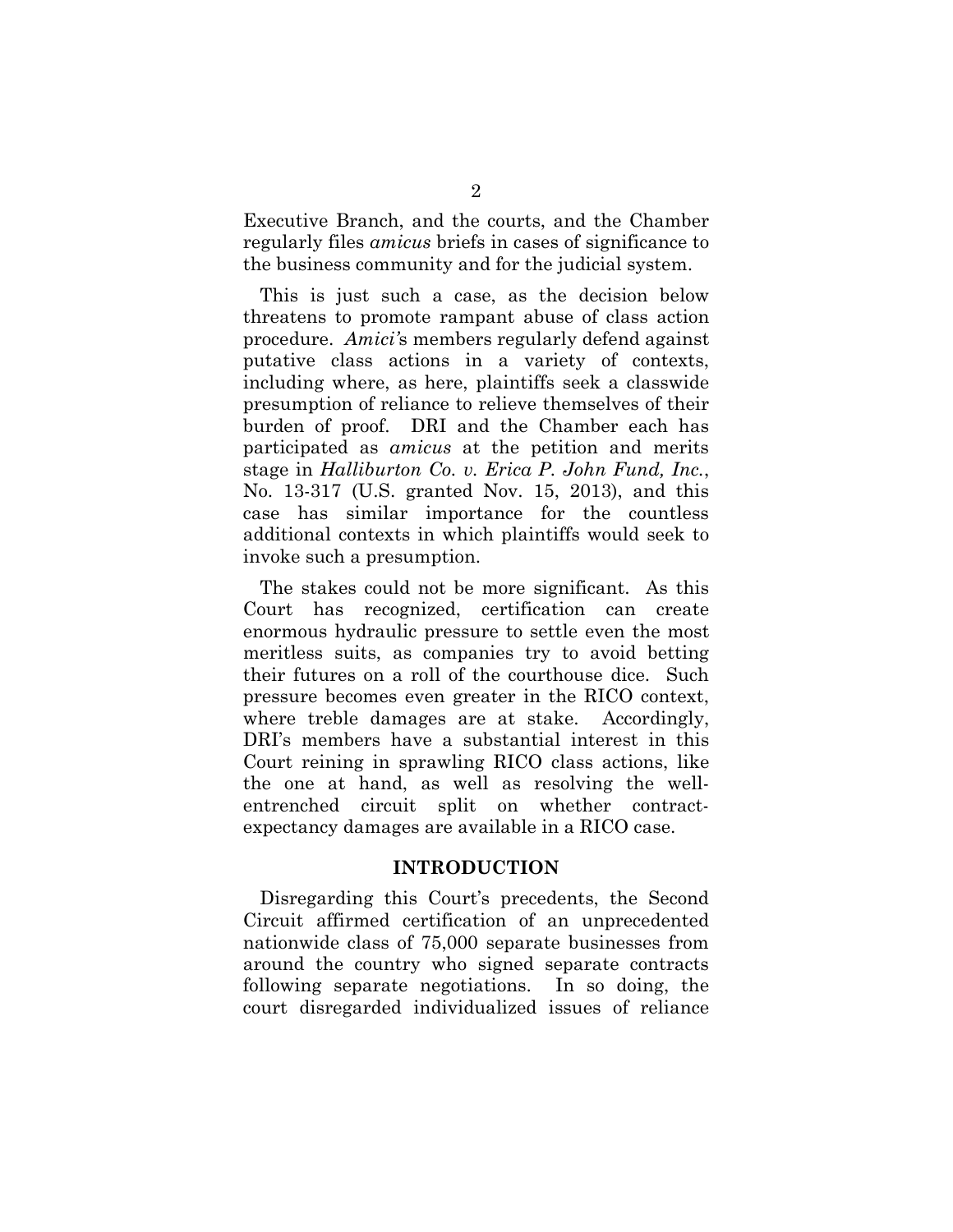Executive Branch, and the courts, and the Chamber regularly files *amicus* briefs in cases of significance to the business community and for the judicial system.

This is just such a case, as the decision below threatens to promote rampant abuse of class action procedure. *Amici'*s members regularly defend against putative class actions in a variety of contexts, including where, as here, plaintiffs seek a classwide presumption of reliance to relieve themselves of their burden of proof. DRI and the Chamber each has participated as *amicus* at the petition and merits stage in *Halliburton Co. v. Erica P. John Fund, Inc.*, No. 13-317 (U.S. granted Nov. 15, 2013), and this case has similar importance for the countless additional contexts in which plaintiffs would seek to invoke such a presumption.

The stakes could not be more significant. As this Court has recognized, certification can create enormous hydraulic pressure to settle even the most meritless suits, as companies try to avoid betting their futures on a roll of the courthouse dice. Such pressure becomes even greater in the RICO context, where treble damages are at stake. Accordingly, DRI's members have a substantial interest in this Court reining in sprawling RICO class actions, like the one at hand, as well as resolving the well-entrenched circuit split on whether contract-expectancy damages are available in a RICO case.

## INTRODUCTION

Disregarding this Court's precedents, the Second Circuit affirmed certification of an unprecedented nationwide class of 75,000 separate businesses from around the country who signed separate contracts following separate negotiations. In so doing, the court disregarded individualized issues of reliance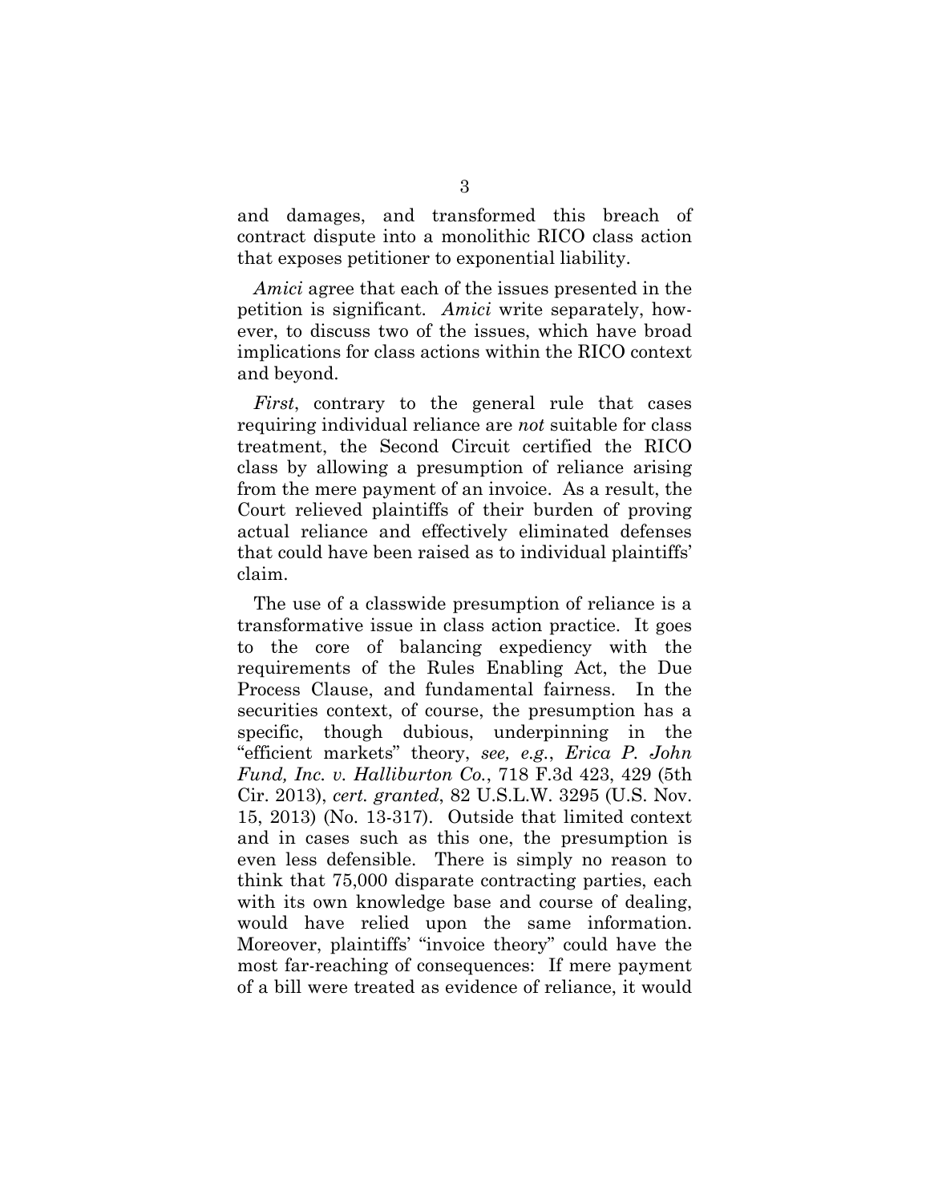and damages, and transformed this breach of contract dispute into a monolithic RICO class action that exposes petitioner to exponential liability.

*Amici* agree that each of the issues presented in the petition is significant. *Amici* write separately, however, to discuss two of the issues, which have broad implications for class actions within the RICO context and beyond.

*First*, contrary to the general rule that cases requiring individual reliance are *not* suitable for class treatment, the Second Circuit certified the RICO class by allowing a presumption of reliance arising from the mere payment of an invoice. As a result, the Court relieved plaintiffs of their burden of proving actual reliance and effectively eliminated defenses that could have been raised as to individual plaintiffs' claim.

The use of a classwide presumption of reliance is a transformative issue in class action practice. It goes to the core of balancing expediency with the requirements of the Rules Enabling Act, the Due Process Clause, and fundamental fairness. In the securities context, of course, the presumption has a specific, though dubious, underpinning in the "efficient markets" theory, *see, e.g.*, *Erica P. John Fund, Inc. v. Halliburton Co.*, 718 F.3d 423, 429 (5th Cir. 2013), *cert. granted*, 82 U.S.L.W. 3295 (U.S. Nov. 15, 2013) (No. 13-317). Outside that limited context and in cases such as this one, the presumption is even less defensible. There is simply no reason to think that 75,000 disparate contracting parties, each with its own knowledge base and course of dealing, would have relied upon the same information. Moreover, plaintiffs' "invoice theory" could have the most far-reaching of consequences: If mere payment of a bill were treated as evidence of reliance, it would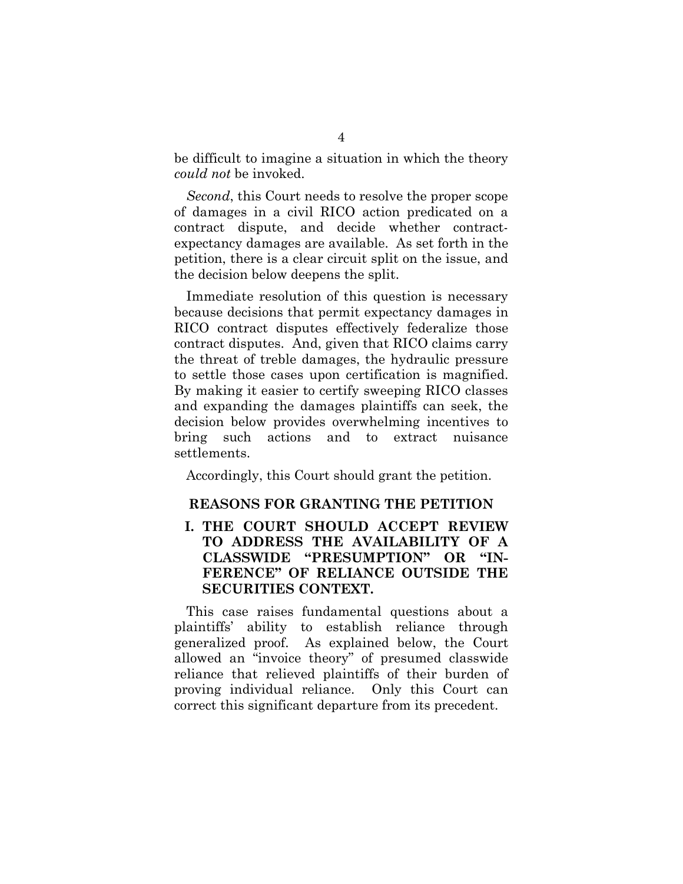be difficult to imagine a situation in which the theory *could not* be invoked.

*Second*, this Court needs to resolve the proper scope of damages in a civil RICO action predicated on a contract dispute, and decide whether contract-expectancy damages are available. As set forth in the petition, there is a clear circuit split on the issue, and the decision below deepens the split.

Immediate resolution of this question is necessary because decisions that permit expectancy damages in RICO contract disputes effectively federalize those contract disputes. And, given that RICO claims carry the threat of treble damages, the hydraulic pressure to settle those cases upon certification is magnified. By making it easier to certify sweeping RICO classes and expanding the damages plaintiffs can seek, the decision below provides overwhelming incentives to bring such actions and to extract nuisance settlements.

Accordingly, this Court should grant the petition.

## REASONS FOR GRANTING THE PETITION

### I. THE COURT SHOULD ACCEPT REVIEW TO ADDRESS THE AVAILABILITY OF A CLASSWIDE "PRESUMPTION" OR "INFERENCE" OF RELIANCE OUTSIDE THE SECURITIES CONTEXT.

This case raises fundamental questions about a plaintiffs' ability to establish reliance through generalized proof. As explained below, the Court allowed an "invoice theory" of presumed classwide reliance that relieved plaintiffs of their burden of proving individual reliance. Only this Court can correct this significant departure from its precedent.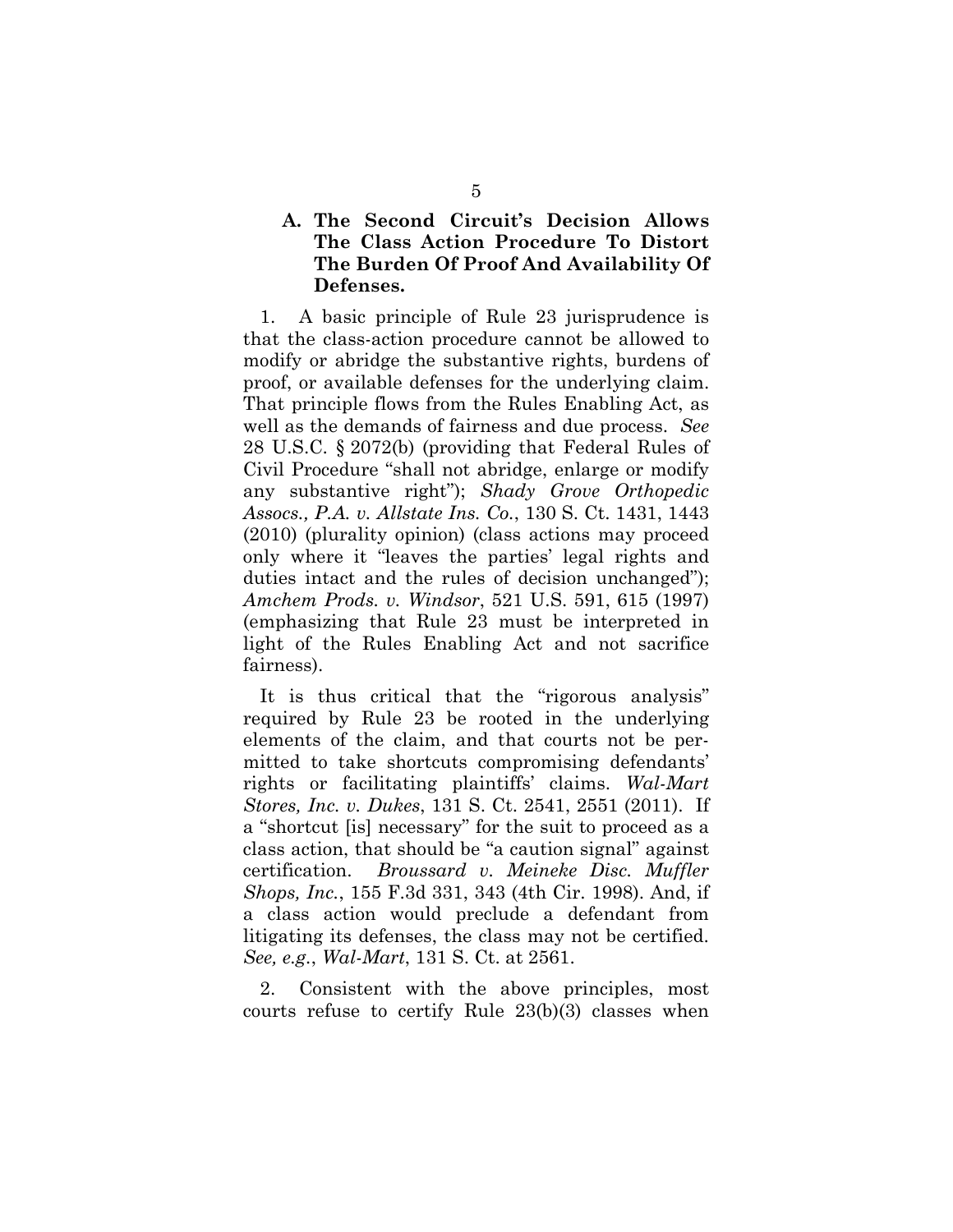### A. The Second Circuit's Decision Allows The Class Action Procedure To Distort The Burden Of Proof And Availability Of Defenses.

1. A basic principle of Rule 23 jurisprudence is that the class-action procedure cannot be allowed to modify or abridge the substantive rights, burdens of proof, or available defenses for the underlying claim. That principle flows from the Rules Enabling Act, as well as the demands of fairness and due process. *See* 28 U.S.C. § 2072(b) (providing that Federal Rules of Civil Procedure "shall not abridge, enlarge or modify any substantive right"); *Shady Grove Orthopedic Assocs., P.A. v. Allstate Ins. Co.*, 130 S. Ct. 1431, 1443 (2010) (plurality opinion) (class actions may proceed only where it "leaves the parties' legal rights and duties intact and the rules of decision unchanged"); *Amchem Prods. v. Windsor*, 521 U.S. 591, 615 (1997) (emphasizing that Rule 23 must be interpreted in light of the Rules Enabling Act and not sacrifice fairness).

It is thus critical that the "rigorous analysis" required by Rule 23 be rooted in the underlying elements of the claim, and that courts not be permitted to take shortcuts compromising defendants' rights or facilitating plaintiffs' claims. *Wal-Mart Stores, Inc. v. Dukes*, 131 S. Ct. 2541, 2551 (2011). If a "shortcut [is] necessary" for the suit to proceed as a class action, that should be "a caution signal" against certification. *Broussard v. Meineke Disc. Muffler Shops, Inc.*, 155 F.3d 331, 343 (4th Cir. 1998). And, if a class action would preclude a defendant from litigating its defenses, the class may not be certified. *See, e.g.*, *Wal-Mart*, 131 S. Ct. at 2561.

2. Consistent with the above principles, most courts refuse to certify Rule 23(b)(3) classes when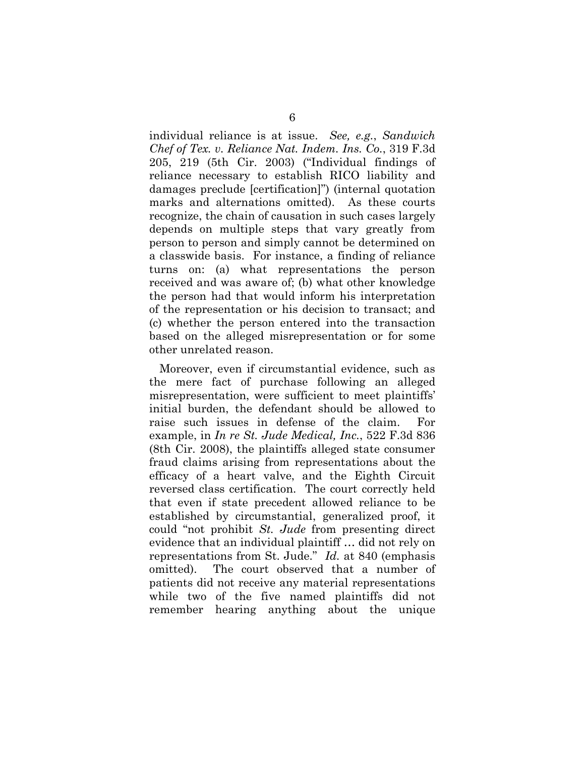individual reliance is at issue. *See, e.g.*, *Sandwich Chef of Tex. v. Reliance Nat. Indem. Ins. Co.*, 319 F.3d 205, 219 (5th Cir. 2003) ("Individual findings of reliance necessary to establish RICO liability and damages preclude [certification]") (internal quotation marks and alternations omitted). As these courts recognize, the chain of causation in such cases largely depends on multiple steps that vary greatly from person to person and simply cannot be determined on a classwide basis. For instance, a finding of reliance turns on: (a) what representations the person received and was aware of; (b) what other knowledge the person had that would inform his interpretation of the representation or his decision to transact; and (c) whether the person entered into the transaction based on the alleged misrepresentation or for some other unrelated reason.

Moreover, even if circumstantial evidence, such as the mere fact of purchase following an alleged misrepresentation, were sufficient to meet plaintiffs' initial burden, the defendant should be allowed to raise such issues in defense of the claim. For example, in *In re St. Jude Medical, Inc.*, 522 F.3d 836 (8th Cir. 2008), the plaintiffs alleged state consumer fraud claims arising from representations about the efficacy of a heart valve, and the Eighth Circuit reversed class certification. The court correctly held that even if state precedent allowed reliance to be established by circumstantial, generalized proof, it could "not prohibit *St. Jude* from presenting direct evidence that an individual plaintiff … did not rely on representations from St. Jude." *Id.* at 840 (emphasis omitted). The court observed that a number of patients did not receive any material representations while two of the five named plaintiffs did not remember hearing anything about the unique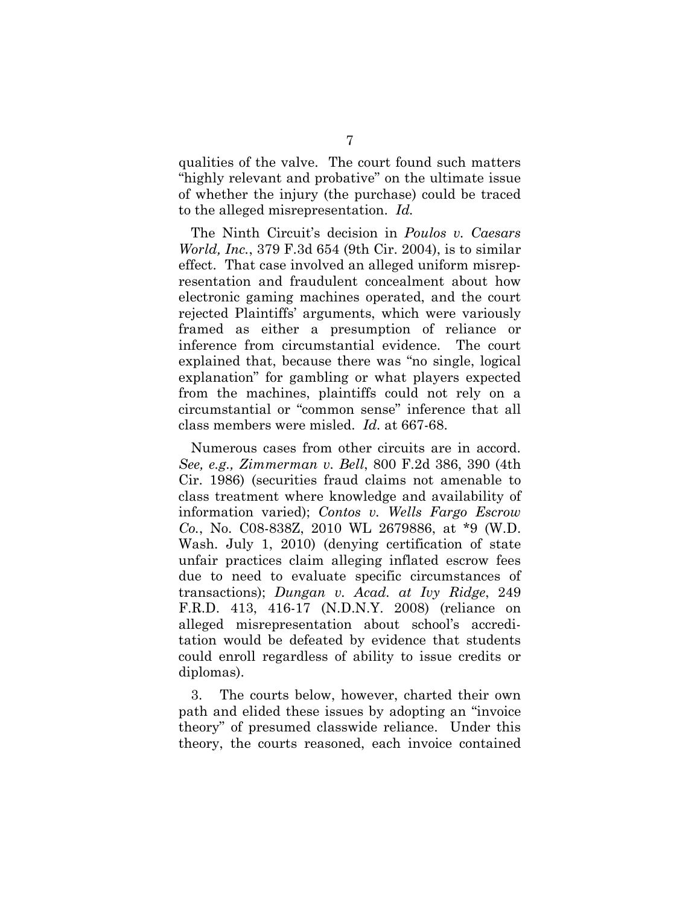qualities of the valve. The court found such matters "highly relevant and probative" on the ultimate issue of whether the injury (the purchase) could be traced to the alleged misrepresentation. *Id.*

The Ninth Circuit's decision in *Poulos v. Caesars World, Inc.*, 379 F.3d 654 (9th Cir. 2004), is to similar effect. That case involved an alleged uniform misrepresentation and fraudulent concealment about how electronic gaming machines operated, and the court rejected Plaintiffs' arguments, which were variously framed as either a presumption of reliance or inference from circumstantial evidence. The court explained that, because there was "no single, logical explanation" for gambling or what players expected from the machines, plaintiffs could not rely on a circumstantial or "common sense" inference that all class members were misled. *Id.* at 667-68.

Numerous cases from other circuits are in accord. *See, e.g., Zimmerman v. Bell*, 800 F.2d 386, 390 (4th Cir. 1986) (securities fraud claims not amenable to class treatment where knowledge and availability of information varied); *Contos v. Wells Fargo Escrow Co.*, No. C08-838Z, 2010 WL 2679886, at *9 (W.D. Wash. July 1, 2010) (denying certification of state unfair practices claim alleging inflated escrow fees due to need to evaluate specific circumstances of transactions); *Dungan v. Acad. at Ivy Ridge*, 249 F.R.D. 413, 416-17 (N.D.N.Y. 2008) (reliance on alleged misrepresentation about school's accreditation would be defeated by evidence that students could enroll regardless of ability to issue credits or diplomas).

3. The courts below, however, charted their own path and elided these issues by adopting an "invoice theory" of presumed classwide reliance. Under this theory, the courts reasoned, each invoice contained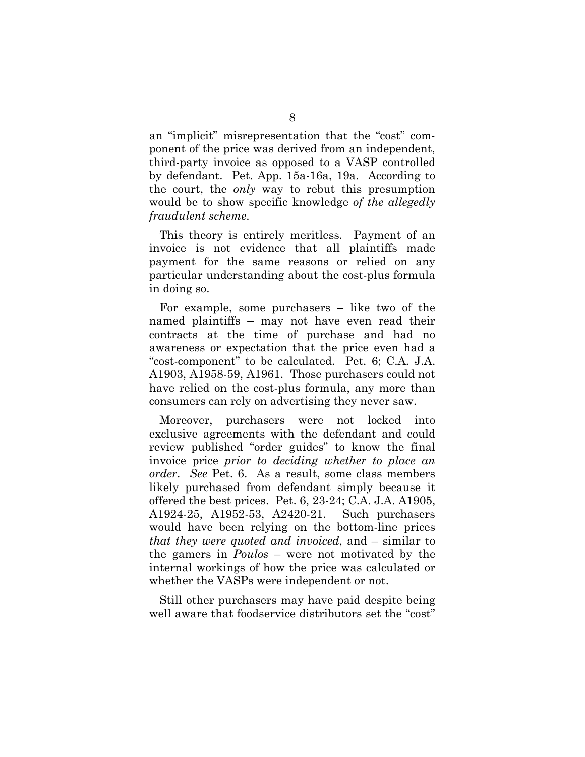an "implicit" misrepresentation that the "cost" component of the price was derived from an independent, third-party invoice as opposed to a VASP controlled by defendant. Pet. App. 15a-16a, 19a. According to the court, the *only* way to rebut this presumption would be to show specific knowledge *of the allegedly fraudulent scheme*.

This theory is entirely meritless. Payment of an invoice is not evidence that all plaintiffs made payment for the same reasons or relied on any particular understanding about the cost-plus formula in doing so.

For example, some purchasers – like two of the named plaintiffs – may not have even read their contracts at the time of purchase and had no awareness or expectation that the price even had a "cost-component" to be calculated. Pet. 6; C.A. J.A. A1903, A1958-59, A1961. Those purchasers could not have relied on the cost-plus formula, any more than consumers can rely on advertising they never saw.

Moreover, purchasers were not locked into exclusive agreements with the defendant and could review published "order guides" to know the final invoice price *prior to deciding whether to place an order*. *See* Pet. 6. As a result, some class members likely purchased from defendant simply because it offered the best prices. Pet. 6, 23-24; C.A. J.A. A1905, A1924-25, A1952-53, A2420-21. Such purchasers would have been relying on the bottom-line prices *that they were quoted and invoiced*, and – similar to the gamers in *Poulos* – were not motivated by the internal workings of how the price was calculated or whether the VASPs were independent or not.

Still other purchasers may have paid despite being well aware that foodservice distributors set the "cost"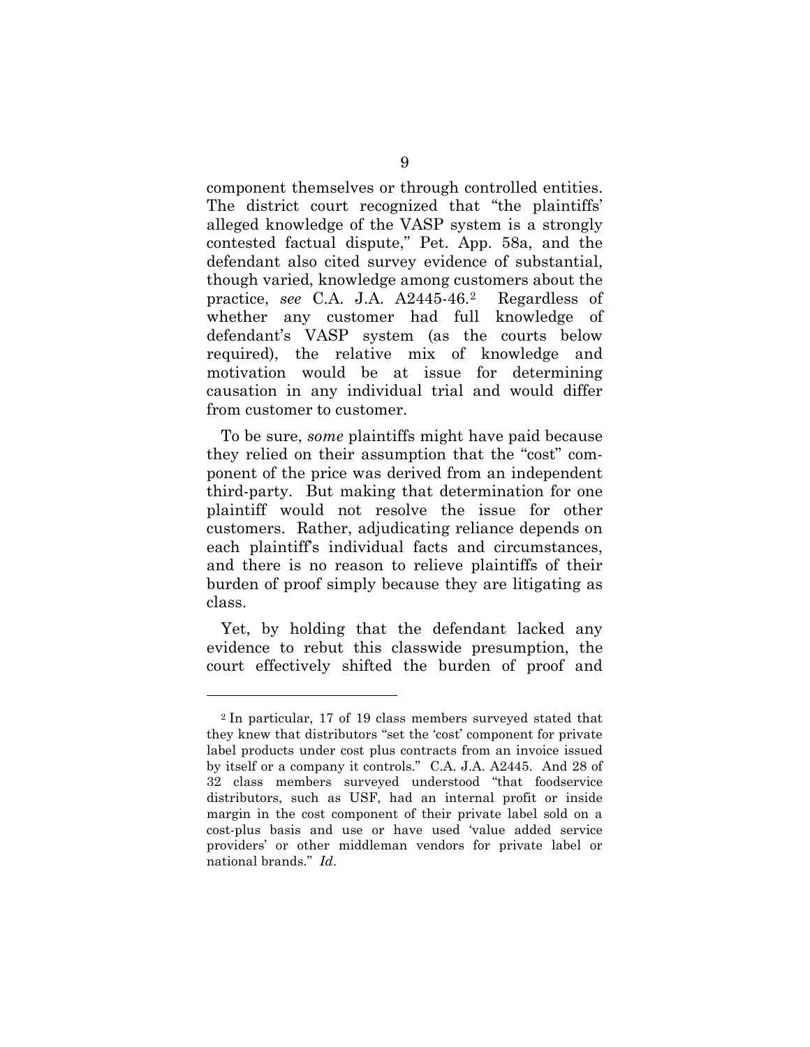component themselves or through controlled entities. The district court recognized that "the plaintiffs' alleged knowledge of the VASP system is a strongly contested factual dispute," Pet. App. 58a, and the defendant also cited survey evidence of substantial, though varied, knowledge among customers about the practice, *see* C.A. J.A. A2445-46.[2] Regardless of whether any customer had full knowledge of defendant's VASP system (as the courts below required), the relative mix of knowledge and motivation would be at issue for determining causation in any individual trial and would differ from customer to customer.

To be sure, *some* plaintiffs might have paid because they relied on their assumption that the "cost" component of the price was derived from an independent third-party. But making that determination for one plaintiff would not resolve the issue for other customers. Rather, adjudicating reliance depends on each plaintiff's individual facts and circumstances, and there is no reason to relieve plaintiffs of their burden of proof simply because they are litigating as class.

Yet, by holding that the defendant lacked any evidence to rebut this classwide presumption, the court effectively shifted the burden of proof and

---

[2] In particular, 17 of 19 class members surveyed stated that they knew that distributors "set the 'cost' component for private label products under cost plus contracts from an invoice issued by itself or a company it controls." C.A. J.A. A2445. And 28 of 32 class members surveyed understood "that foodservice distributors, such as USF, had an internal profit or inside margin in the cost component of their private label sold on a cost-plus basis and use or have used 'value added service providers' or other middleman vendors for private label or national brands." *Id*.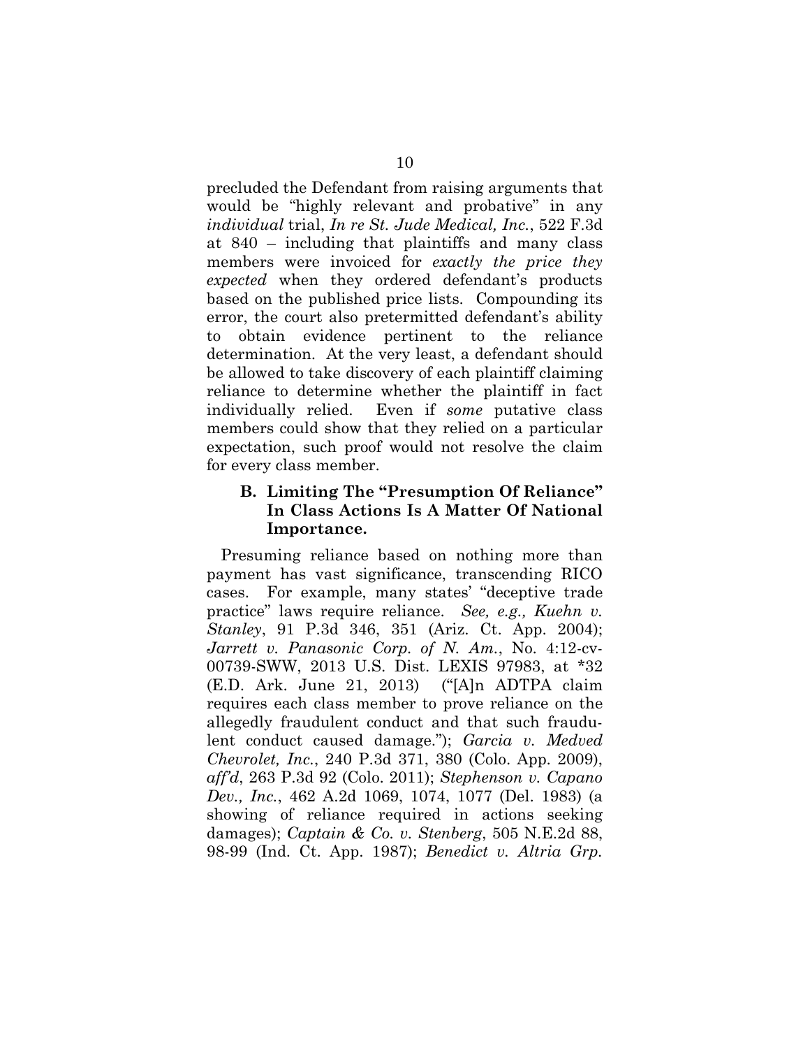precluded the Defendant from raising arguments that would be "highly relevant and probative" in any *individual* trial, *In re St. Jude Medical, Inc.*, 522 F.3d at 840 – including that plaintiffs and many class members were invoiced for *exactly the price they expected* when they ordered defendant's products based on the published price lists. Compounding its error, the court also pretermitted defendant's ability to obtain evidence pertinent to the reliance determination. At the very least, a defendant should be allowed to take discovery of each plaintiff claiming reliance to determine whether the plaintiff in fact individually relied. Even if *some* putative class members could show that they relied on a particular expectation, such proof would not resolve the claim for every class member.

### B. Limiting The "Presumption Of Reliance" In Class Actions Is A Matter Of National Importance.

Presuming reliance based on nothing more than payment has vast significance, transcending RICO cases. For example, many states' "deceptive trade practice" laws require reliance. *See, e.g., Kuehn v. Stanley*, 91 P.3d 346, 351 (Ariz. Ct. App. 2004); *Jarrett v. Panasonic Corp. of N. Am.*, No. 4:12-cv-00739-SWW, 2013 U.S. Dist. LEXIS 97983, at *32 (E.D. Ark. June 21, 2013) ("[A]n ADTPA claim requires each class member to prove reliance on the allegedly fraudulent conduct and that such fraudulent conduct caused damage."); *Garcia v. Medved Chevrolet, Inc.*, 240 P.3d 371, 380 (Colo. App. 2009), *aff'd*, 263 P.3d 92 (Colo. 2011); *Stephenson v. Capano Dev., Inc.*, 462 A.2d 1069, 1074, 1077 (Del. 1983) (a showing of reliance required in actions seeking damages); *Captain & Co. v. Stenberg*, 505 N.E.2d 88, 98-99 (Ind. Ct. App. 1987); *Benedict v. Altria Grp.*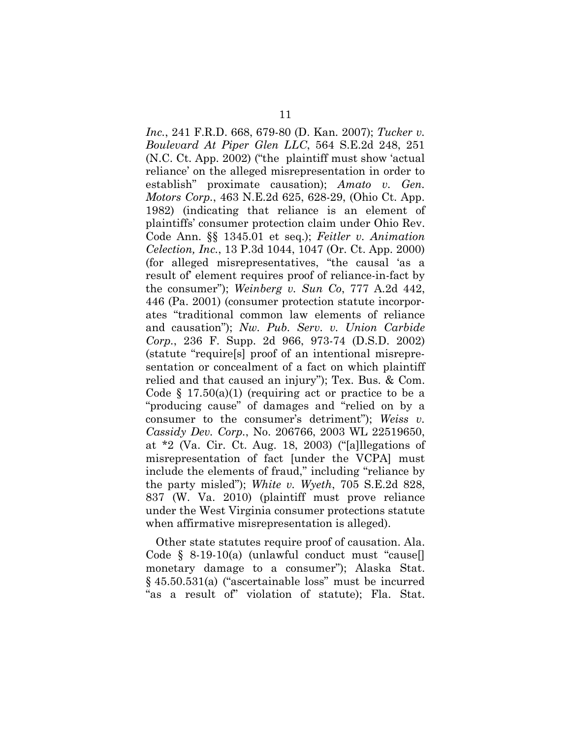*Inc.*, 241 F.R.D. 668, 679-80 (D. Kan. 2007); *Tucker v. Boulevard At Piper Glen LLC*, 564 S.E.2d 248, 251 (N.C. Ct. App. 2002) ("the plaintiff must show 'actual reliance' on the alleged misrepresentation in order to establish" proximate causation); *Amato v. Gen. Motors Corp.*, 463 N.E.2d 625, 628-29, (Ohio Ct. App. 1982) (indicating that reliance is an element of plaintiffs' consumer protection claim under Ohio Rev. Code Ann. §§ 1345.01 et seq.); *Feitler v. Animation Celection, Inc.*, 13 P.3d 1044, 1047 (Or. Ct. App. 2000) (for alleged misrepresentatives, "the causal 'as a result of' element requires proof of reliance-in-fact by the consumer"); *Weinberg v. Sun Co*, 777 A.2d 442, 446 (Pa. 2001) (consumer protection statute incorporates "traditional common law elements of reliance and causation"); *Nw. Pub. Serv. v. Union Carbide Corp.*, 236 F. Supp. 2d 966, 973-74 (D.S.D. 2002) (statute "require[s] proof of an intentional misrepresentation or concealment of a fact on which plaintiff relied and that caused an injury"); Tex. Bus. & Com. Code § 17.50(a)(1) (requiring act or practice to be a "producing cause" of damages and "relied on by a consumer to the consumer's detriment"); *Weiss v. Cassidy Dev. Corp.*, No. 206766, 2003 WL 22519650, at *2 (Va. Cir. Ct. Aug. 18, 2003) ("[a]llegations of misrepresentation of fact [under the VCPA] must include the elements of fraud," including "reliance by the party misled"); *White v. Wyeth*, 705 S.E.2d 828, 837 (W. Va. 2010) (plaintiff must prove reliance under the West Virginia consumer protections statute when affirmative misrepresentation is alleged).

Other state statutes require proof of causation. Ala. Code § 8-19-10(a) (unlawful conduct must "cause[] monetary damage to a consumer"); Alaska Stat. § 45.50.531(a) ("ascertainable loss" must be incurred "as a result of" violation of statute); Fla. Stat.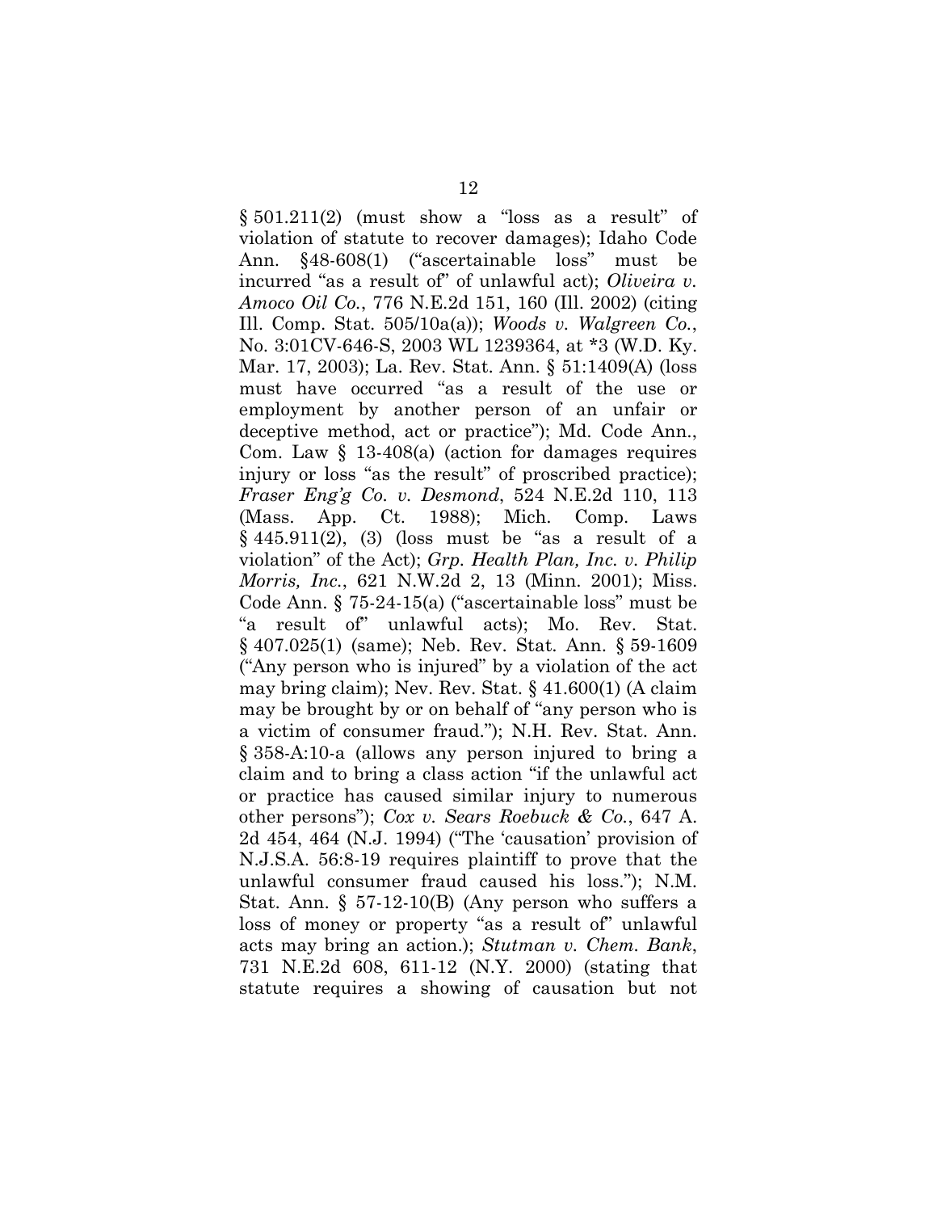§ 501.211(2) (must show a "loss as a result" of violation of statute to recover damages); Idaho Code Ann. §48-608(1) ("ascertainable loss" must be incurred "as a result of" of unlawful act); *Oliveira v. Amoco Oil Co.*, 776 N.E.2d 151, 160 (Ill. 2002) (citing Ill. Comp. Stat. 505/10a(a)); *Woods v. Walgreen Co.*, No. 3:01CV-646-S, 2003 WL 1239364, at *3 (W.D. Ky. Mar. 17, 2003); La. Rev. Stat. Ann. § 51:1409(A) (loss must have occurred "as a result of the use or employment by another person of an unfair or deceptive method, act or practice"); Md. Code Ann., Com. Law § 13-408(a) (action for damages requires injury or loss "as the result" of proscribed practice); *Fraser Eng'g Co. v. Desmond*, 524 N.E.2d 110, 113 (Mass. App. Ct. 1988); Mich. Comp. Laws § 445.911(2), (3) (loss must be "as a result of a violation" of the Act); *Grp. Health Plan, Inc. v. Philip Morris, Inc.*, 621 N.W.2d 2, 13 (Minn. 2001); Miss. Code Ann. § 75-24-15(a) ("ascertainable loss" must be "a result of" unlawful acts); Mo. Rev. Stat. § 407.025(1) (same); Neb. Rev. Stat. Ann. § 59-1609 ("Any person who is injured" by a violation of the act may bring claim); Nev. Rev. Stat. § 41.600(1) (A claim may be brought by or on behalf of "any person who is a victim of consumer fraud."); N.H. Rev. Stat. Ann. § 358-A:10-a (allows any person injured to bring a claim and to bring a class action "if the unlawful act or practice has caused similar injury to numerous other persons"); *Cox v. Sears Roebuck & Co.*, 647 A. 2d 454, 464 (N.J. 1994) ("The 'causation' provision of N.J.S.A. 56:8-19 requires plaintiff to prove that the unlawful consumer fraud caused his loss."); N.M. Stat. Ann. § 57-12-10(B) (Any person who suffers a loss of money or property "as a result of" unlawful acts may bring an action.); *Stutman v. Chem. Bank*, 731 N.E.2d 608, 611-12 (N.Y. 2000) (stating that statute requires a showing of causation but not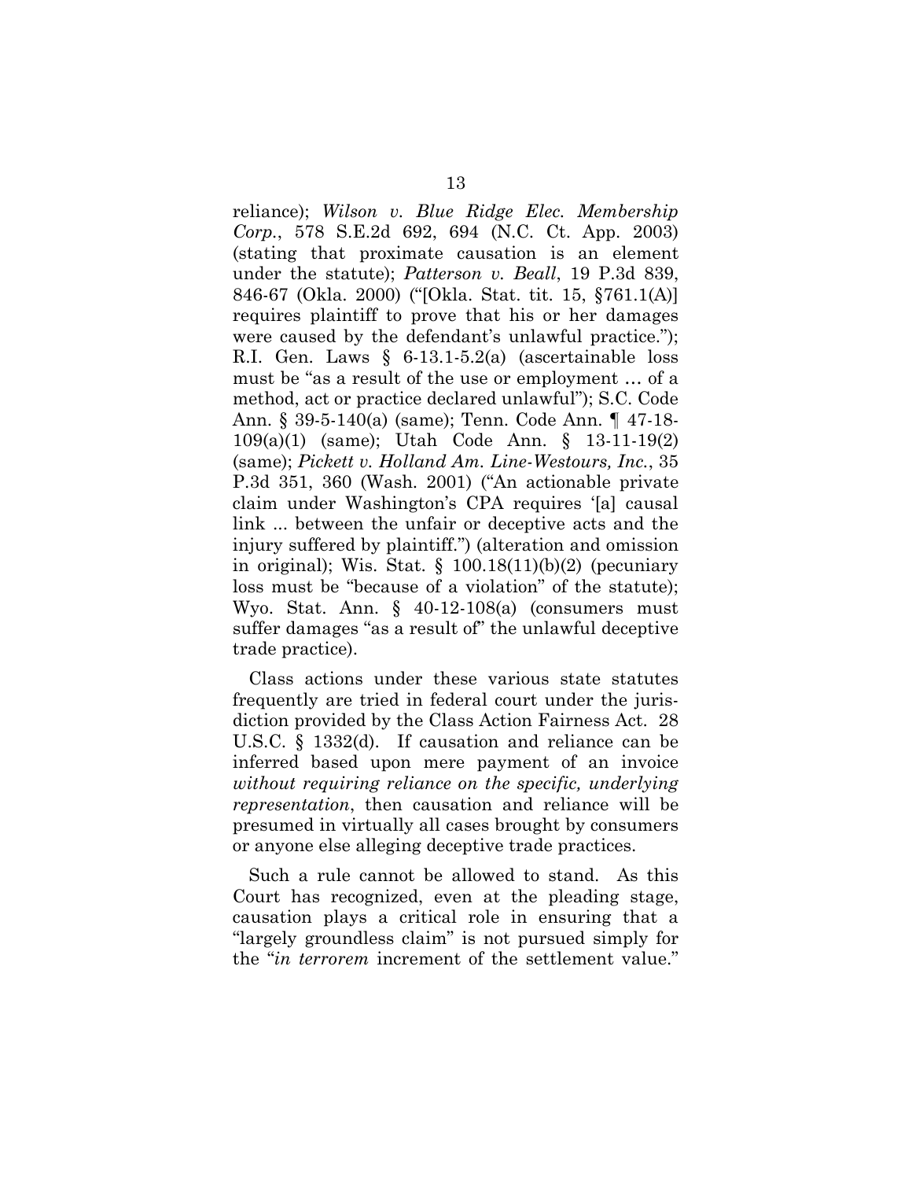reliance); *Wilson v. Blue Ridge Elec. Membership Corp.*, 578 S.E.2d 692, 694 (N.C. Ct. App. 2003) (stating that proximate causation is an element under the statute); *Patterson v. Beall*, 19 P.3d 839, 846-67 (Okla. 2000) ("[Okla. Stat. tit. 15, §761.1(A)] requires plaintiff to prove that his or her damages were caused by the defendant's unlawful practice."); R.I. Gen. Laws § 6-13.1-5.2(a) (ascertainable loss must be "as a result of the use or employment … of a method, act or practice declared unlawful"); S.C. Code Ann. § 39-5-140(a) (same); Tenn. Code Ann. ¶ 47-18-109(a)(1) (same); Utah Code Ann. § 13-11-19(2) (same); *Pickett v. Holland Am. Line-Westours, Inc.*, 35 P.3d 351, 360 (Wash. 2001) ("An actionable private claim under Washington's CPA requires '[a] causal link ... between the unfair or deceptive acts and the injury suffered by plaintiff.") (alteration and omission in original); Wis. Stat. § 100.18(11)(b)(2) (pecuniary loss must be "because of a violation" of the statute); Wyo. Stat. Ann. § 40-12-108(a) (consumers must suffer damages "as a result of" the unlawful deceptive trade practice).

Class actions under these various state statutes frequently are tried in federal court under the jurisdiction provided by the Class Action Fairness Act. 28 U.S.C. § 1332(d). If causation and reliance can be inferred based upon mere payment of an invoice *without requiring reliance on the specific, underlying representation*, then causation and reliance will be presumed in virtually all cases brought by consumers or anyone else alleging deceptive trade practices.

Such a rule cannot be allowed to stand. As this Court has recognized, even at the pleading stage, causation plays a critical role in ensuring that a "largely groundless claim" is not pursued simply for the "*in terrorem* increment of the settlement value."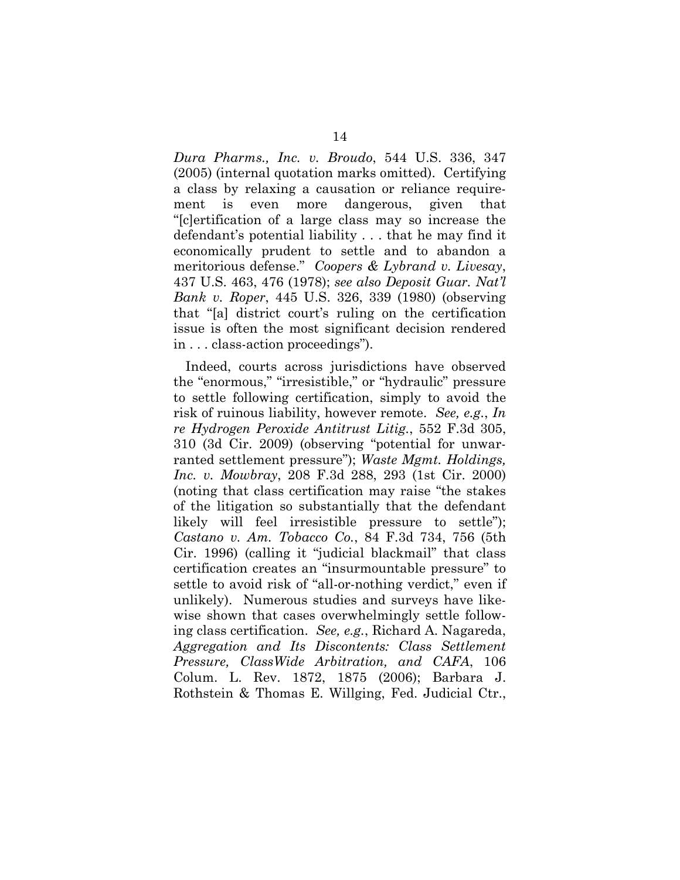*Dura Pharms., Inc. v. Broudo*, 544 U.S. 336, 347 (2005) (internal quotation marks omitted). Certifying a class by relaxing a causation or reliance requirement is even more dangerous, given that "[c]ertification of a large class may so increase the defendant's potential liability . . . that he may find it economically prudent to settle and to abandon a meritorious defense." *Coopers & Lybrand v. Livesay*, 437 U.S. 463, 476 (1978); *see also Deposit Guar. Nat'l Bank v. Roper*, 445 U.S. 326, 339 (1980) (observing that "[a] district court's ruling on the certification issue is often the most significant decision rendered in . . . class-action proceedings").

Indeed, courts across jurisdictions have observed the "enormous," "irresistible," or "hydraulic" pressure to settle following certification, simply to avoid the risk of ruinous liability, however remote. *See, e.g.*, *In re Hydrogen Peroxide Antitrust Litig.*, 552 F.3d 305, 310 (3d Cir. 2009) (observing "potential for unwarranted settlement pressure"); *Waste Mgmt. Holdings, Inc. v. Mowbray*, 208 F.3d 288, 293 (1st Cir. 2000) (noting that class certification may raise "the stakes of the litigation so substantially that the defendant likely will feel irresistible pressure to settle"); *Castano v. Am. Tobacco Co.*, 84 F.3d 734, 756 (5th Cir. 1996) (calling it "judicial blackmail" that class certification creates an "insurmountable pressure" to settle to avoid risk of "all-or-nothing verdict," even if unlikely). Numerous studies and surveys have likewise shown that cases overwhelmingly settle following class certification. *See, e.g.*, Richard A. Nagareda, *Aggregation and Its Discontents: Class Settlement Pressure, ClassWide Arbitration, and CAFA*, 106 Colum. L. Rev. 1872, 1875 (2006); Barbara J. Rothstein & Thomas E. Willging, Fed. Judicial Ctr.,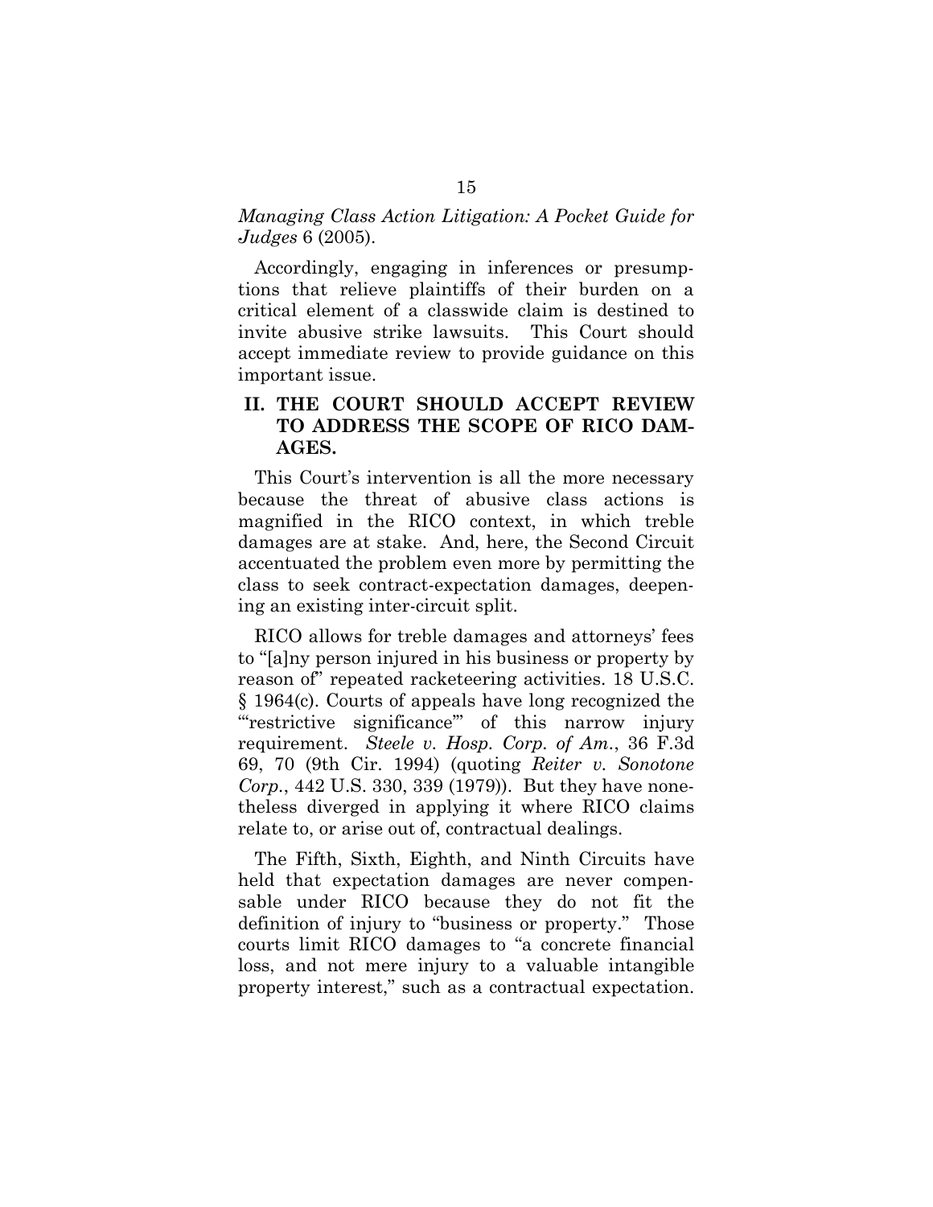*Managing Class Action Litigation: A Pocket Guide for Judges* 6 (2005).

Accordingly, engaging in inferences or presumptions that relieve plaintiffs of their burden on a critical element of a classwide claim is destined to invite abusive strike lawsuits. This Court should accept immediate review to provide guidance on this important issue.

## II. THE COURT SHOULD ACCEPT REVIEW TO ADDRESS THE SCOPE OF RICO DAMAGES.

This Court's intervention is all the more necessary because the threat of abusive class actions is magnified in the RICO context, in which treble damages are at stake. And, here, the Second Circuit accentuated the problem even more by permitting the class to seek contract-expectation damages, deepening an existing inter-circuit split.

RICO allows for treble damages and attorneys' fees to "[a]ny person injured in his business or property by reason of" repeated racketeering activities. 18 U.S.C. § 1964(c). Courts of appeals have long recognized the "'restrictive significance'" of this narrow injury requirement. *Steele v. Hosp. Corp. of Am.*, 36 F.3d 69, 70 (9th Cir. 1994) (quoting *Reiter v. Sonotone Corp.*, 442 U.S. 330, 339 (1979)). But they have nonetheless diverged in applying it where RICO claims relate to, or arise out of, contractual dealings.

The Fifth, Sixth, Eighth, and Ninth Circuits have held that expectation damages are never compensable under RICO because they do not fit the definition of injury to "business or property." Those courts limit RICO damages to "a concrete financial loss, and not mere injury to a valuable intangible property interest," such as a contractual expectation.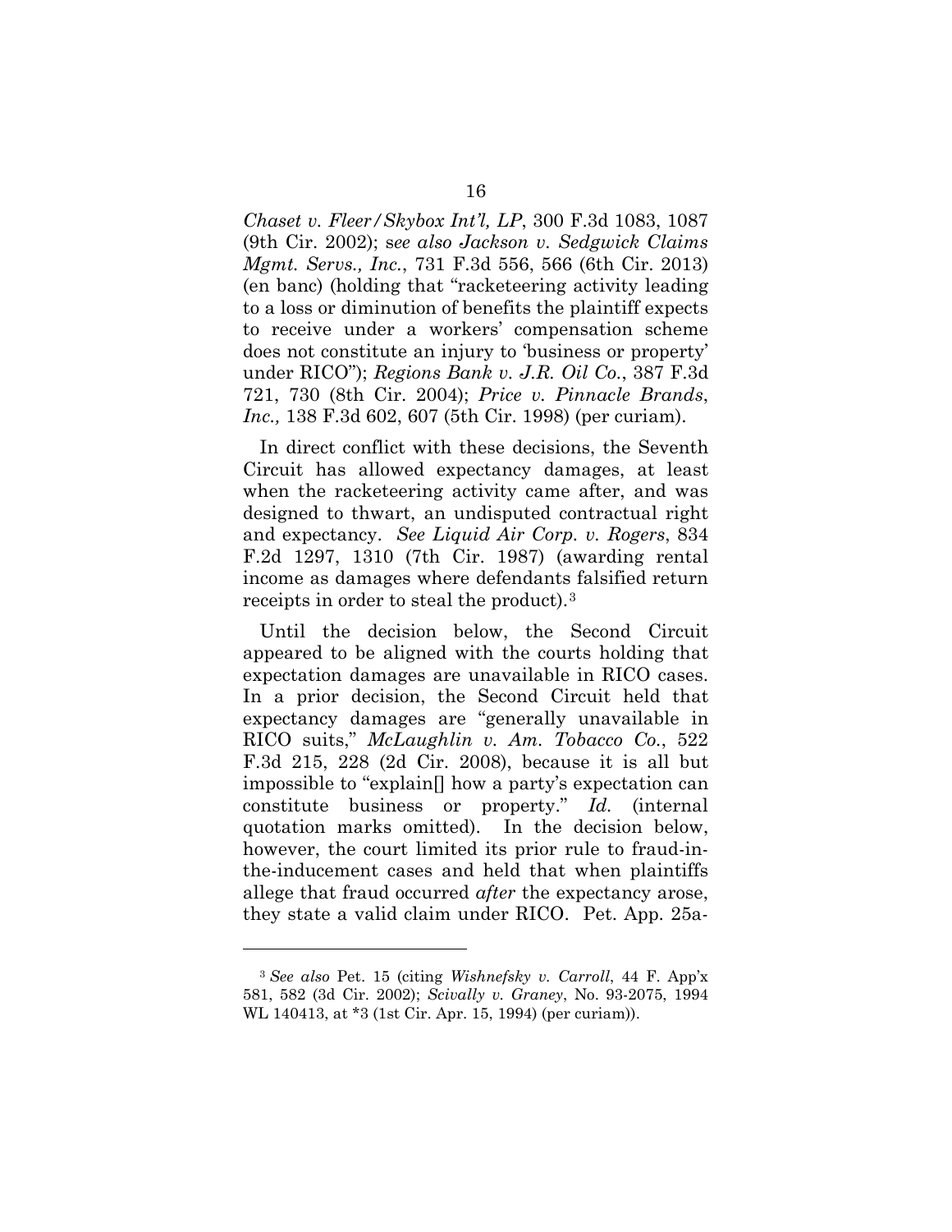*Chaset v. Fleer/Skybox Int'l, LP*, 300 F.3d 1083, 1087 (9th Cir. 2002); s*ee also Jackson v. Sedgwick Claims Mgmt. Servs., Inc.*, 731 F.3d 556, 566 (6th Cir. 2013) (en banc) (holding that "racketeering activity leading to a loss or diminution of benefits the plaintiff expects to receive under a workers' compensation scheme does not constitute an injury to 'business or property' under RICO"); *Regions Bank v. J.R. Oil Co.*, 387 F.3d 721, 730 (8th Cir. 2004); *Price v. Pinnacle Brands, Inc.,* 138 F.3d 602, 607 (5th Cir. 1998) (per curiam).

In direct conflict with these decisions, the Seventh Circuit has allowed expectancy damages, at least when the racketeering activity came after, and was designed to thwart, an undisputed contractual right and expectancy. *See Liquid Air Corp. v. Rogers*, 834 F.2d 1297, 1310 (7th Cir. 1987) (awarding rental income as damages where defendants falsified return receipts in order to steal the product).[3]

Until the decision below, the Second Circuit appeared to be aligned with the courts holding that expectation damages are unavailable in RICO cases. In a prior decision, the Second Circuit held that expectancy damages are "generally unavailable in RICO suits," *McLaughlin v. Am. Tobacco Co.*, 522 F.3d 215, 228 (2d Cir. 2008), because it is all but impossible to "explain[] how a party's expectation can constitute business or property." *Id.* (internal quotation marks omitted). In the decision below, however, the court limited its prior rule to fraud-in-the-inducement cases and held that when plaintiffs allege that fraud occurred *after* the expectancy arose, they state a valid claim under RICO. Pet. App. 25a-

---

[3] *See also* Pet. 15 (citing *Wishnefsky v. Carroll*, 44 F. App'x 581, 582 (3d Cir. 2002); *Scivally v. Graney*, No. 93-2075, 1994 WL 140413, at *3 (1st Cir. Apr. 15, 1994) (per curiam)).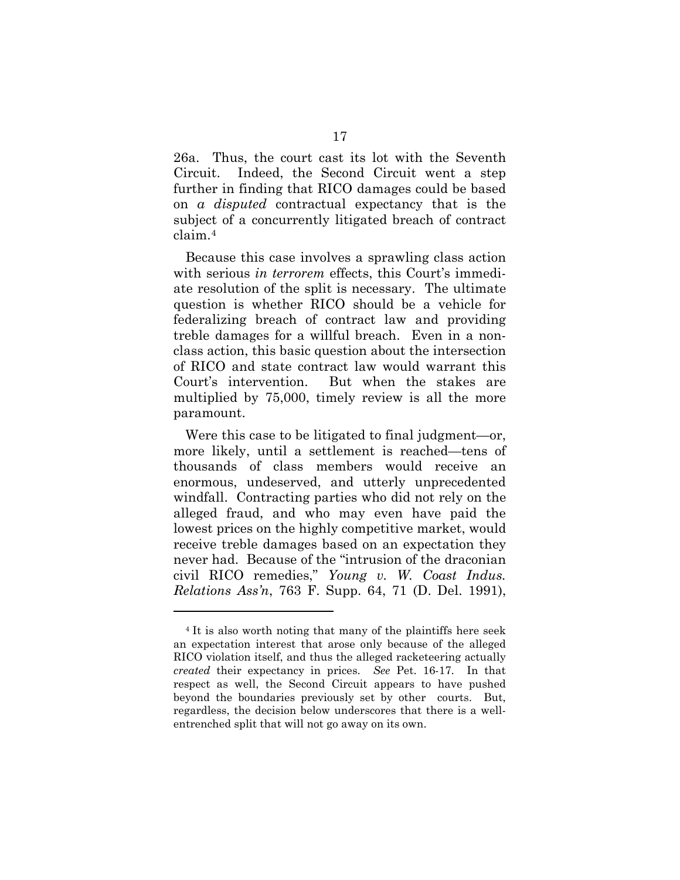26a. Thus, the court cast its lot with the Seventh Circuit. Indeed, the Second Circuit went a step further in finding that RICO damages could be based on *a disputed* contractual expectancy that is the subject of a concurrently litigated breach of contract claim.[4]

Because this case involves a sprawling class action with serious *in terrorem* effects, this Court's immediate resolution of the split is necessary. The ultimate question is whether RICO should be a vehicle for federalizing breach of contract law and providing treble damages for a willful breach. Even in a non-class action, this basic question about the intersection of RICO and state contract law would warrant this Court's intervention. But when the stakes are multiplied by 75,000, timely review is all the more paramount.

Were this case to be litigated to final judgment—or, more likely, until a settlement is reached—tens of thousands of class members would receive an enormous, undeserved, and utterly unprecedented windfall. Contracting parties who did not rely on the alleged fraud, and who may even have paid the lowest prices on the highly competitive market, would receive treble damages based on an expectation they never had. Because of the "intrusion of the draconian civil RICO remedies," *Young v. W. Coast Indus. Relations Ass'n*, 763 F. Supp. 64, 71 (D. Del. 1991),

---

[4] It is also worth noting that many of the plaintiffs here seek an expectation interest that arose only because of the alleged RICO violation itself, and thus the alleged racketeering actually *created* their expectancy in prices. *See* Pet. 16-17. In that respect as well, the Second Circuit appears to have pushed beyond the boundaries previously set by other courts. But, regardless, the decision below underscores that there is a well-entrenched split that will not go away on its own.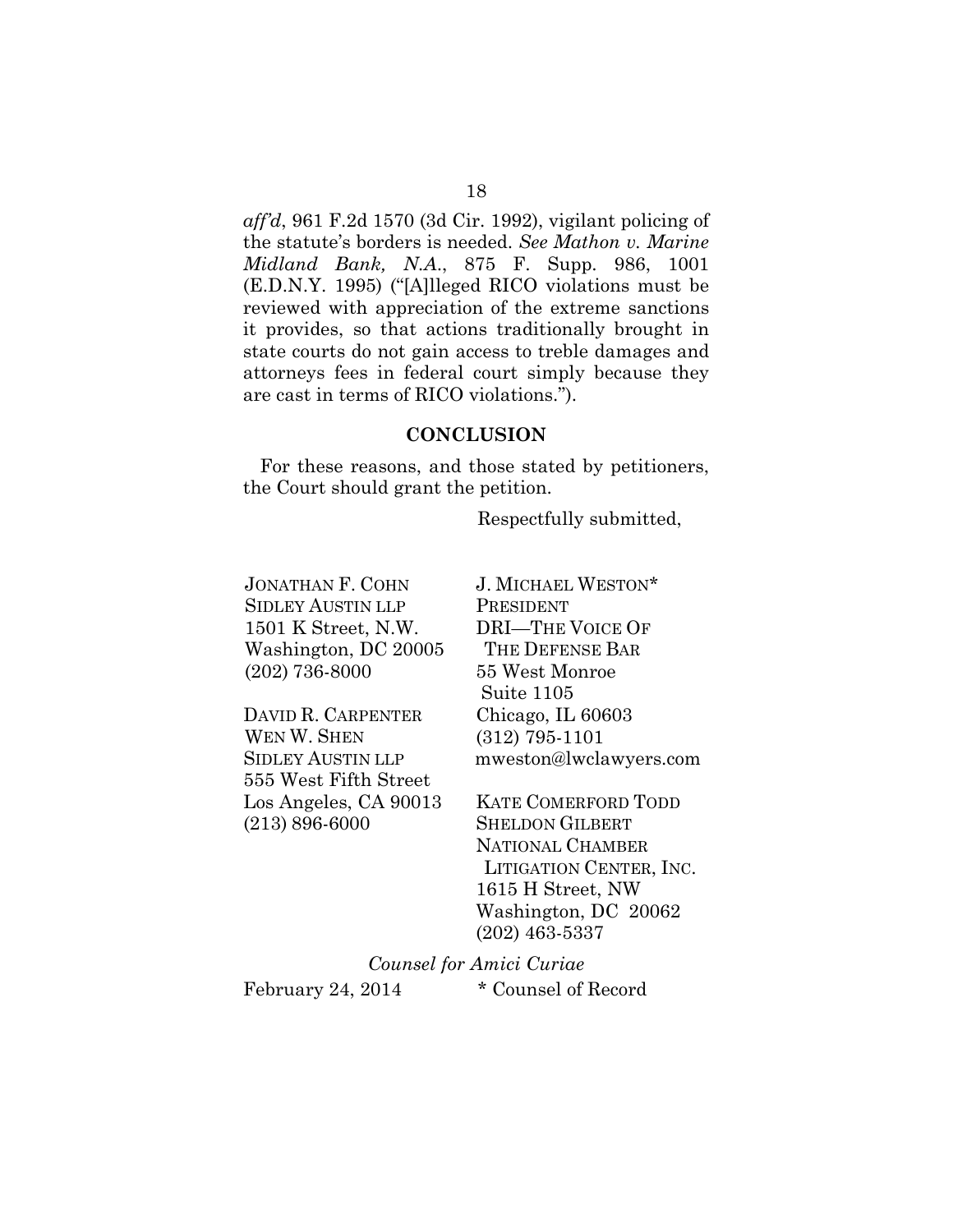*aff'd*, 961 F.2d 1570 (3d Cir. 1992), vigilant policing of the statute's borders is needed. *See Mathon v. Marine Midland Bank, N.A.*, 875 F. Supp. 986, 1001 (E.D.N.Y. 1995) ("[A]lleged RICO violations must be reviewed with appreciation of the extreme sanctions it provides, so that actions traditionally brought in state courts do not gain access to treble damages and attorneys fees in federal court simply because they are cast in terms of RICO violations.").

## CONCLUSION

For these reasons, and those stated by petitioners, the Court should grant the petition.

Respectfully submitted,

JONATHAN F. COHN
SIDLEY AUSTIN LLP
1501 K Street, N.W.
Washington, DC 20005
(202) 736-8000

DAVID R. CARPENTER
WEN W. SHEN
SIDLEY AUSTIN LLP
555 West Fifth Street
Los Angeles, CA 90013
(213) 896-6000

J. MICHAEL WESTON*
PRESIDENT
DRI—THE VOICE OF THE DEFENSE BAR
55 West Monroe
Suite 1105
Chicago, IL 60603
(312) 795-1101
mweston@lwclawyers.com

KATE COMERFORD TODD
SHELDON GILBERT
NATIONAL CHAMBER LITIGATION CENTER, INC.
1615 H Street, NW
Washington, DC 20062
(202) 463-5337

*Counsel for Amici Curiae*

February 24, 2014

* Counsel of Record